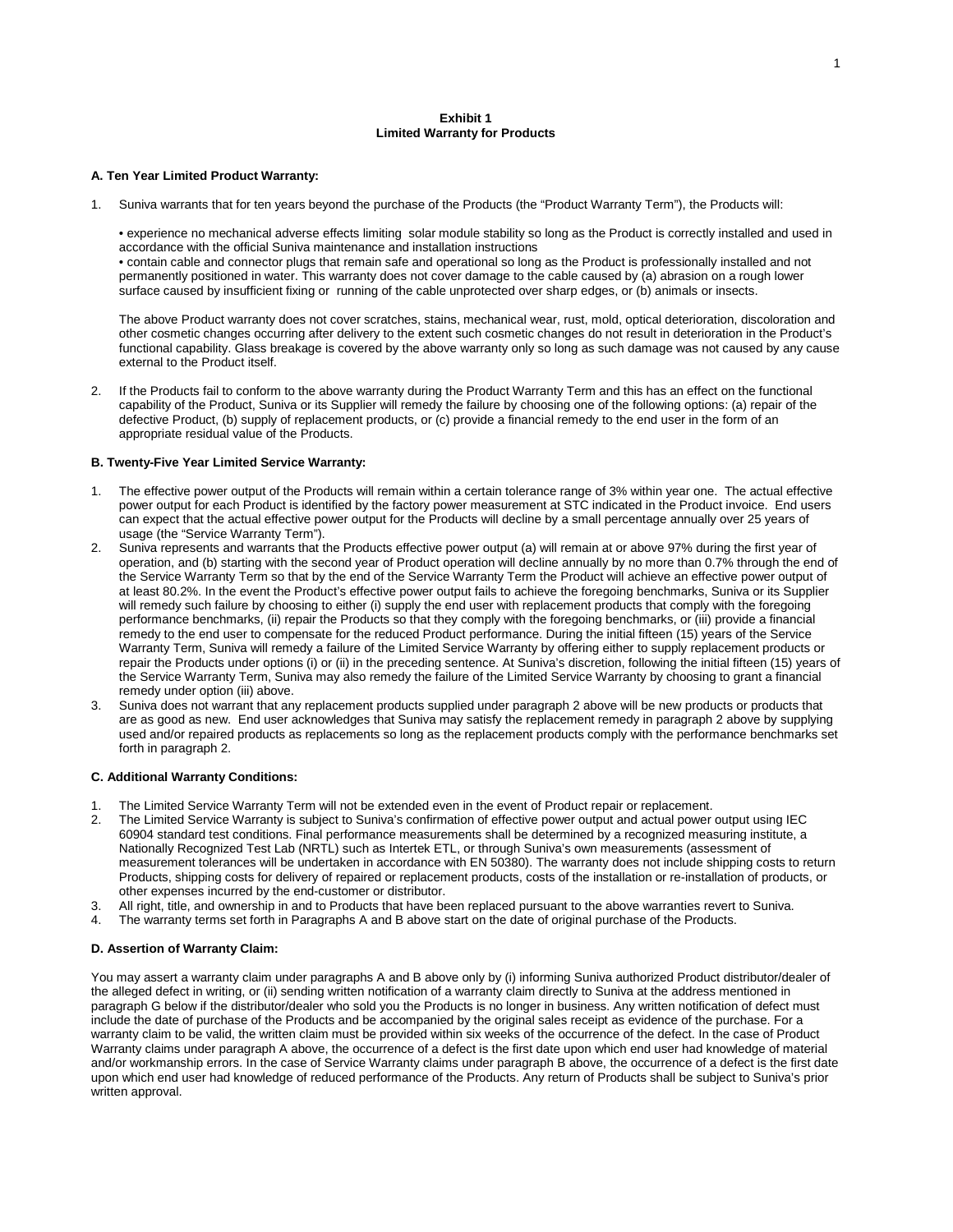**Exhibit 1**
**Limited Warranty for Products**

**A. Ten Year Limited Product Warranty:**

1. Suniva warrants that for ten years beyond the purchase of the Products (the "Product Warranty Term"), the Products will:

   • experience no mechanical adverse effects limiting solar module stability so long as the Product is correctly installed and used in accordance with the official Suniva maintenance and installation instructions
   • contain cable and connector plugs that remain safe and operational so long as the Product is professionally installed and not permanently positioned in water. This warranty does not cover damage to the cable caused by (a) abrasion on a rough lower surface caused by insufficient fixing or running of the cable unprotected over sharp edges, or (b) animals or insects.

   The above Product warranty does not cover scratches, stains, mechanical wear, rust, mold, optical deterioration, discoloration and other cosmetic changes occurring after delivery to the extent such cosmetic changes do not result in deterioration in the Product's functional capability. Glass breakage is covered by the above warranty only so long as such damage was not caused by any cause external to the Product itself.

2. If the Products fail to conform to the above warranty during the Product Warranty Term and this has an effect on the functional capability of the Product, Suniva or its Supplier will remedy the failure by choosing one of the following options: (a) repair of the defective Product, (b) supply of replacement products, or (c) provide a financial remedy to the end user in the form of an appropriate residual value of the Products.

**B. Twenty-Five Year Limited Service Warranty:**

1. The effective power output of the Products will remain within a certain tolerance range of 3% within year one. The actual effective power output for each Product is identified by the factory power measurement at STC indicated in the Product invoice. End users can expect that the actual effective power output for the Products will decline by a small percentage annually over 25 years of usage (the "Service Warranty Term").
2. Suniva represents and warrants that the Products effective power output (a) will remain at or above 97% during the first year of operation, and (b) starting with the second year of Product operation will decline annually by no more than 0.7% through the end of the Service Warranty Term so that by the end of the Service Warranty Term the Product will achieve an effective power output of at least 80.2%. In the event the Product's effective power output fails to achieve the foregoing benchmarks, Suniva or its Supplier will remedy such failure by choosing to either (i) supply the end user with replacement products that comply with the foregoing performance benchmarks, (ii) repair the Products so that they comply with the foregoing benchmarks, or (iii) provide a financial remedy to the end user to compensate for the reduced Product performance. During the initial fifteen (15) years of the Service Warranty Term, Suniva will remedy a failure of the Limited Service Warranty by offering either to supply replacement products or repair the Products under options (i) or (ii) in the preceding sentence. At Suniva's discretion, following the initial fifteen (15) years of the Service Warranty Term, Suniva may also remedy the failure of the Limited Service Warranty by choosing to grant a financial remedy under option (iii) above.
3. Suniva does not warrant that any replacement products supplied under paragraph 2 above will be new products or products that are as good as new. End user acknowledges that Suniva may satisfy the replacement remedy in paragraph 2 above by supplying used and/or repaired products as replacements so long as the replacement products comply with the performance benchmarks set forth in paragraph 2.

**C. Additional Warranty Conditions:**

1. The Limited Service Warranty Term will not be extended even in the event of Product repair or replacement.
2. The Limited Service Warranty is subject to Suniva's confirmation of effective power output and actual power output using IEC 60904 standard test conditions. Final performance measurements shall be determined by a recognized measuring institute, a Nationally Recognized Test Lab (NRTL) such as Intertek ETL, or through Suniva's own measurements (assessment of measurement tolerances will be undertaken in accordance with EN 50380). The warranty does not include shipping costs to return Products, shipping costs for delivery of repaired or replacement products, costs of the installation or re-installation of products, or other expenses incurred by the end-customer or distributor.
3. All right, title, and ownership in and to Products that have been replaced pursuant to the above warranties revert to Suniva.
4. The warranty terms set forth in Paragraphs A and B above start on the date of original purchase of the Products.

**D. Assertion of Warranty Claim:**

You may assert a warranty claim under paragraphs A and B above only by (i) informing Suniva authorized Product distributor/dealer of the alleged defect in writing, or (ii) sending written notification of a warranty claim directly to Suniva at the address mentioned in paragraph G below if the distributor/dealer who sold you the Products is no longer in business. Any written notification of defect must include the date of purchase of the Products and be accompanied by the original sales receipt as evidence of the purchase. For a warranty claim to be valid, the written claim must be provided within six weeks of the occurrence of the defect. In the case of Product Warranty claims under paragraph A above, the occurrence of a defect is the first date upon which end user had knowledge of material and/or workmanship errors. In the case of Service Warranty claims under paragraph B above, the occurrence of a defect is the first date upon which end user had knowledge of reduced performance of the Products. Any return of Products shall be subject to Suniva's prior written approval.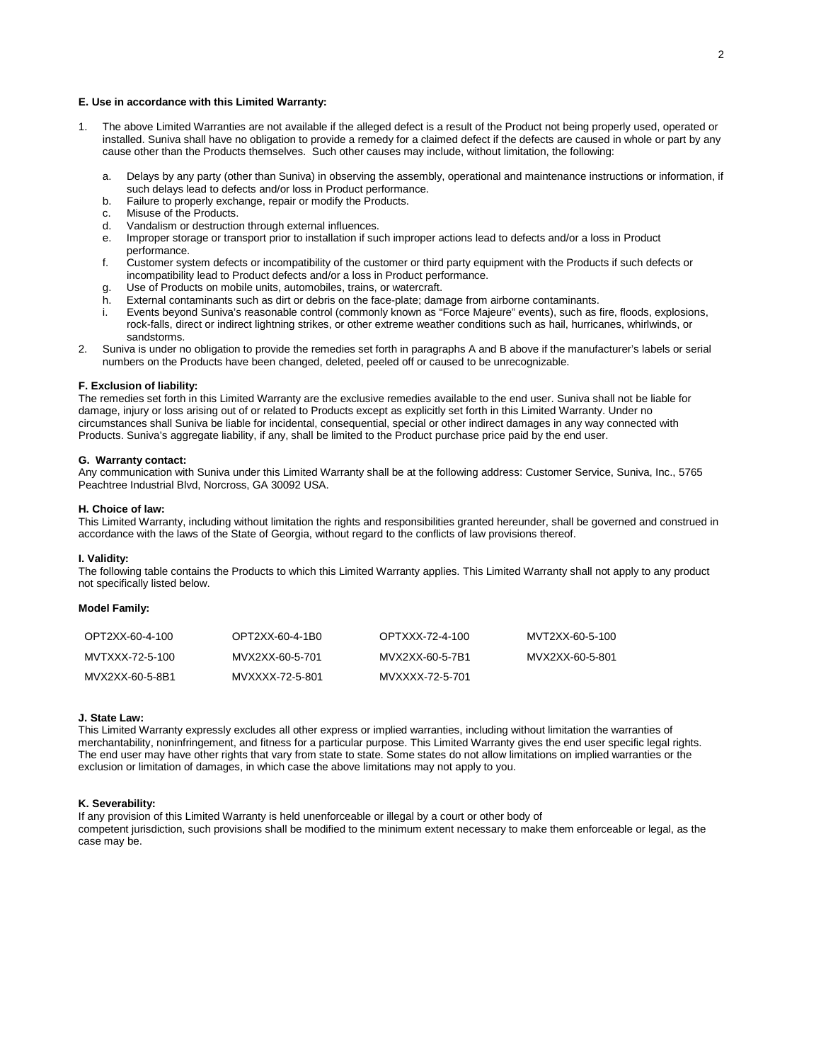**E. Use in accordance with this Limited Warranty:**

1. The above Limited Warranties are not available if the alleged defect is a result of the Product not being properly used, operated or installed. Suniva shall have no obligation to provide a remedy for a claimed defect if the defects are caused in whole or part by any cause other than the Products themselves. Such other causes may include, without limitation, the following:

   a. Delays by any party (other than Suniva) in observing the assembly, operational and maintenance instructions or information, if such delays lead to defects and/or loss in Product performance.
   b. Failure to properly exchange, repair or modify the Products.
   c. Misuse of the Products.
   d. Vandalism or destruction through external influences.
   e. Improper storage or transport prior to installation if such improper actions lead to defects and/or a loss in Product performance.
   f. Customer system defects or incompatibility of the customer or third party equipment with the Products if such defects or incompatibility lead to Product defects and/or a loss in Product performance.
   g. Use of Products on mobile units, automobiles, trains, or watercraft.
   h. External contaminants such as dirt or debris on the face-plate; damage from airborne contaminants.
   i. Events beyond Suniva's reasonable control (commonly known as "Force Majeure" events), such as fire, floods, explosions, rock-falls, direct or indirect lightning strikes, or other extreme weather conditions such as hail, hurricanes, whirlwinds, or sandstorms.

2. Suniva is under no obligation to provide the remedies set forth in paragraphs A and B above if the manufacturer's labels or serial numbers on the Products have been changed, deleted, peeled off or caused to be unrecognizable.

**F. Exclusion of liability:**
The remedies set forth in this Limited Warranty are the exclusive remedies available to the end user. Suniva shall not be liable for damage, injury or loss arising out of or related to Products except as explicitly set forth in this Limited Warranty. Under no circumstances shall Suniva be liable for incidental, consequential, special or other indirect damages in any way connected with Products. Suniva's aggregate liability, if any, shall be limited to the Product purchase price paid by the end user.

**G. Warranty contact:**
Any communication with Suniva under this Limited Warranty shall be at the following address: Customer Service, Suniva, Inc., 5765 Peachtree Industrial Blvd, Norcross, GA 30092 USA.

**H. Choice of law:**
This Limited Warranty, including without limitation the rights and responsibilities granted hereunder, shall be governed and construed in accordance with the laws of the State of Georgia, without regard to the conflicts of law provisions thereof.

**I. Validity:**
The following table contains the Products to which this Limited Warranty applies. This Limited Warranty shall not apply to any product not specifically listed below.

**Model Family:**

| | | | |
|---|---|---|---|
| OPT2XX-60-4-100 | OPT2XX-60-4-1B0 | OPTXXX-72-4-100 | MVT2XX-60-5-100 |
| MVTXXX-72-5-100 | MVX2XX-60-5-701 | MVX2XX-60-5-7B1 | MVX2XX-60-5-801 |
| MVX2XX-60-5-8B1 | MVXXXX-72-5-801 | MVXXXX-72-5-701 | |

**J. State Law:**
This Limited Warranty expressly excludes all other express or implied warranties, including without limitation the warranties of merchantability, noninfringement, and fitness for a particular purpose. This Limited Warranty gives the end user specific legal rights. The end user may have other rights that vary from state to state. Some states do not allow limitations on implied warranties or the exclusion or limitation of damages, in which case the above limitations may not apply to you.

**K. Severability:**
If any provision of this Limited Warranty is held unenforceable or illegal by a court or other body of competent jurisdiction, such provisions shall be modified to the minimum extent necessary to make them enforceable or legal, as the case may be.